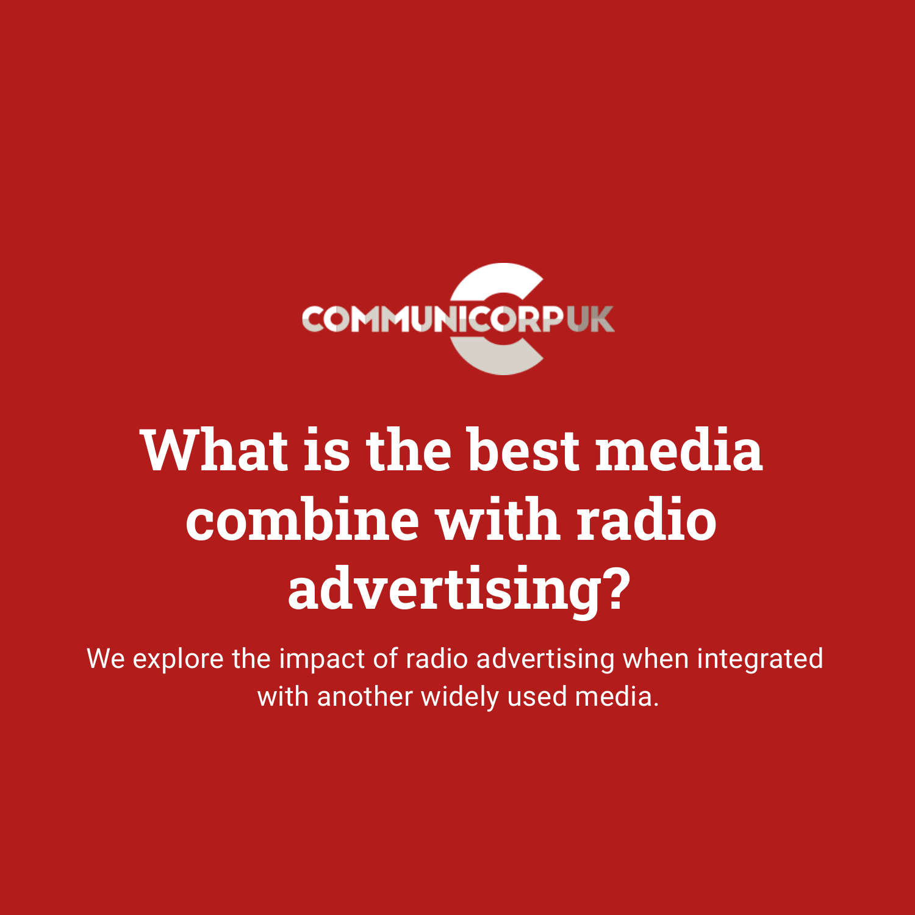COMMUNICORP UK

# What is the best media combine with radio advertising?

We explore the impact of radio advertising when integrated with another widely used media.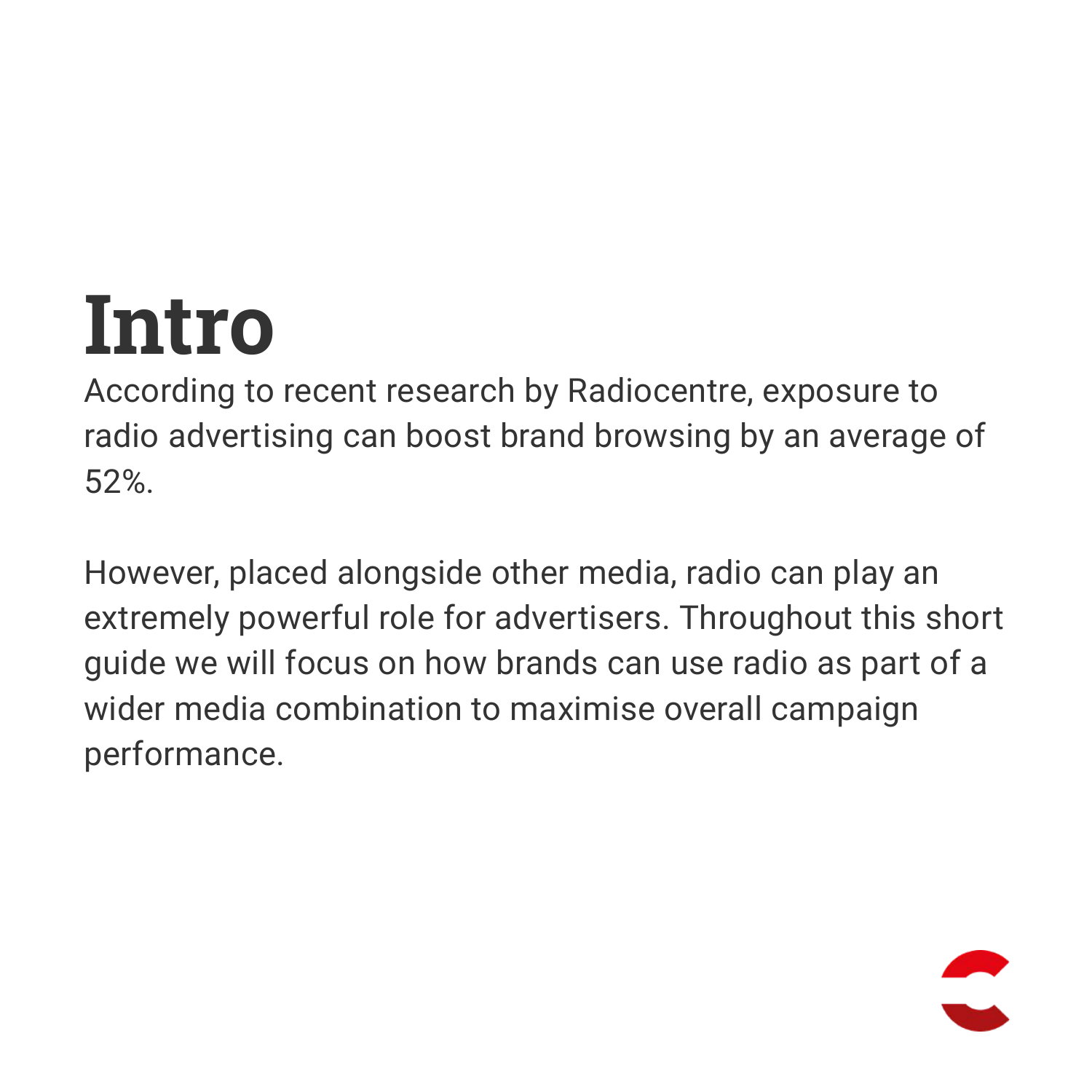# Intro

According to recent research by Radiocentre, exposure to radio advertising can boost brand browsing by an average of 52%.

However, placed alongside other media, radio can play an extremely powerful role for advertisers. Throughout this short guide we will focus on how brands can use radio as part of a wider media combination to maximise overall campaign performance.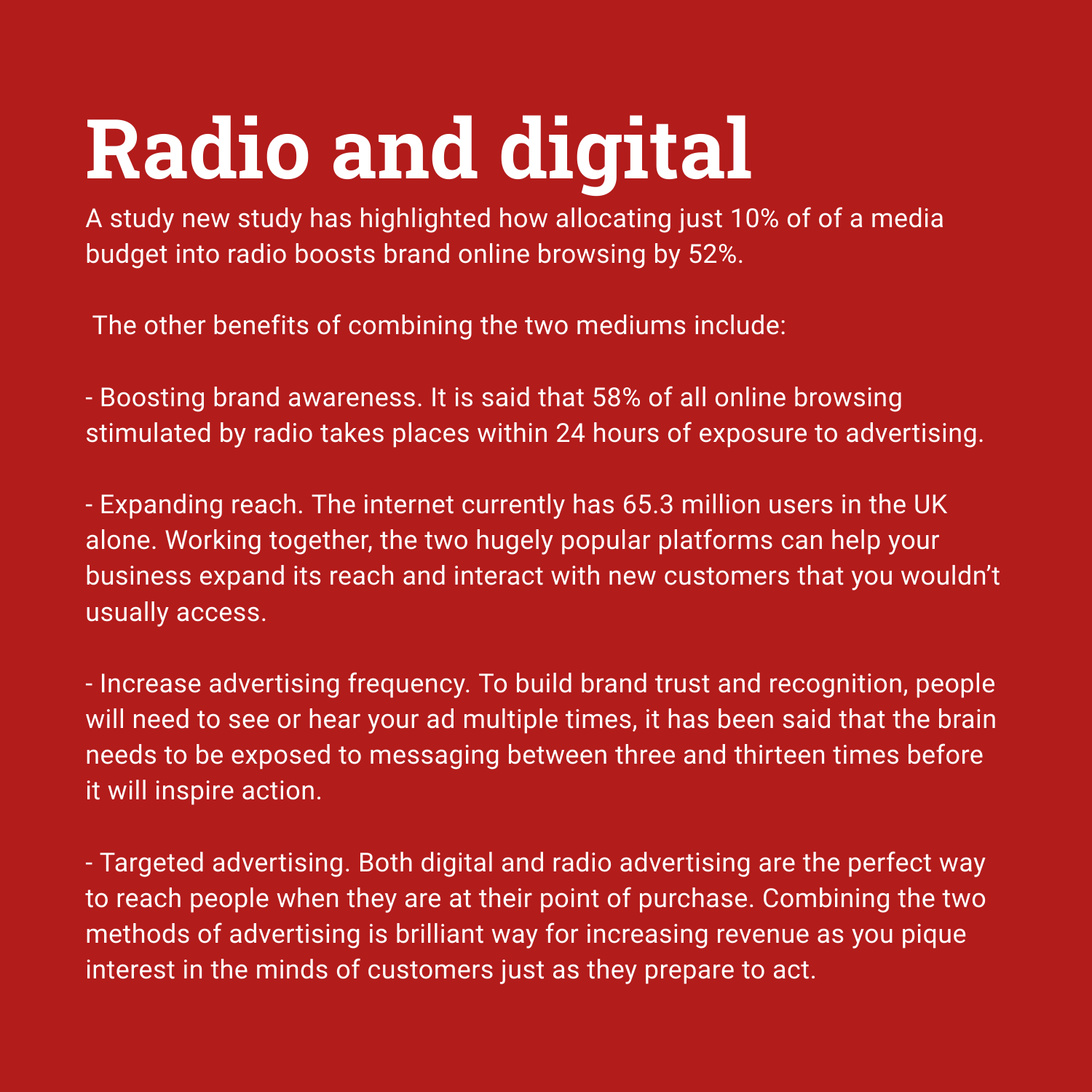# Radio and digital

A study new study has highlighted how allocating just 10% of of a media budget into radio boosts brand online browsing by 52%.

The other benefits of combining the two mediums include:

- Boosting brand awareness. It is said that 58% of all online browsing stimulated by radio takes places within 24 hours of exposure to advertising.

- Expanding reach. The internet currently has 65.3 million users in the UK alone. Working together, the two hugely popular platforms can help your business expand its reach and interact with new customers that you wouldn't usually access.

- Increase advertising frequency. To build brand trust and recognition, people will need to see or hear your ad multiple times, it has been said that the brain needs to be exposed to messaging between three and thirteen times before it will inspire action.

- Targeted advertising. Both digital and radio advertising are the perfect way to reach people when they are at their point of purchase. Combining the two methods of advertising is brilliant way for increasing revenue as you pique interest in the minds of customers just as they prepare to act.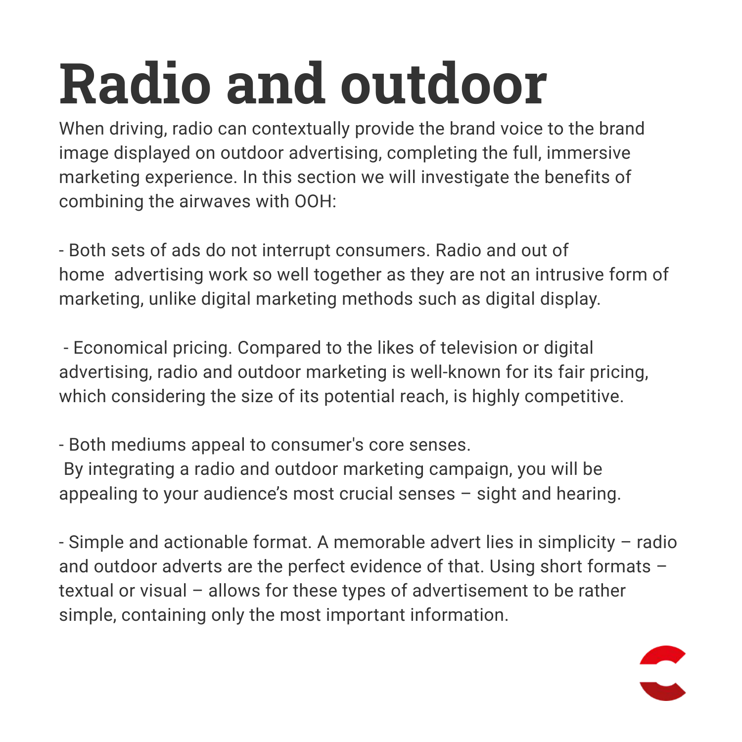# Radio and outdoor

When driving, radio can contextually provide the brand voice to the brand image displayed on outdoor advertising, completing the full, immersive marketing experience. In this section we will investigate the benefits of combining the airwaves with OOH:

- Both sets of ads do not interrupt consumers. Radio and out of home advertising work so well together as they are not an intrusive form of marketing, unlike digital marketing methods such as digital display.

- Economical pricing. Compared to the likes of television or digital advertising, radio and outdoor marketing is well-known for its fair pricing, which considering the size of its potential reach, is highly competitive.

- Both mediums appeal to consumer's core senses. By integrating a radio and outdoor marketing campaign, you will be appealing to your audience's most crucial senses – sight and hearing.

- Simple and actionable format. A memorable advert lies in simplicity – radio and outdoor adverts are the perfect evidence of that. Using short formats – textual or visual – allows for these types of advertisement to be rather simple, containing only the most important information.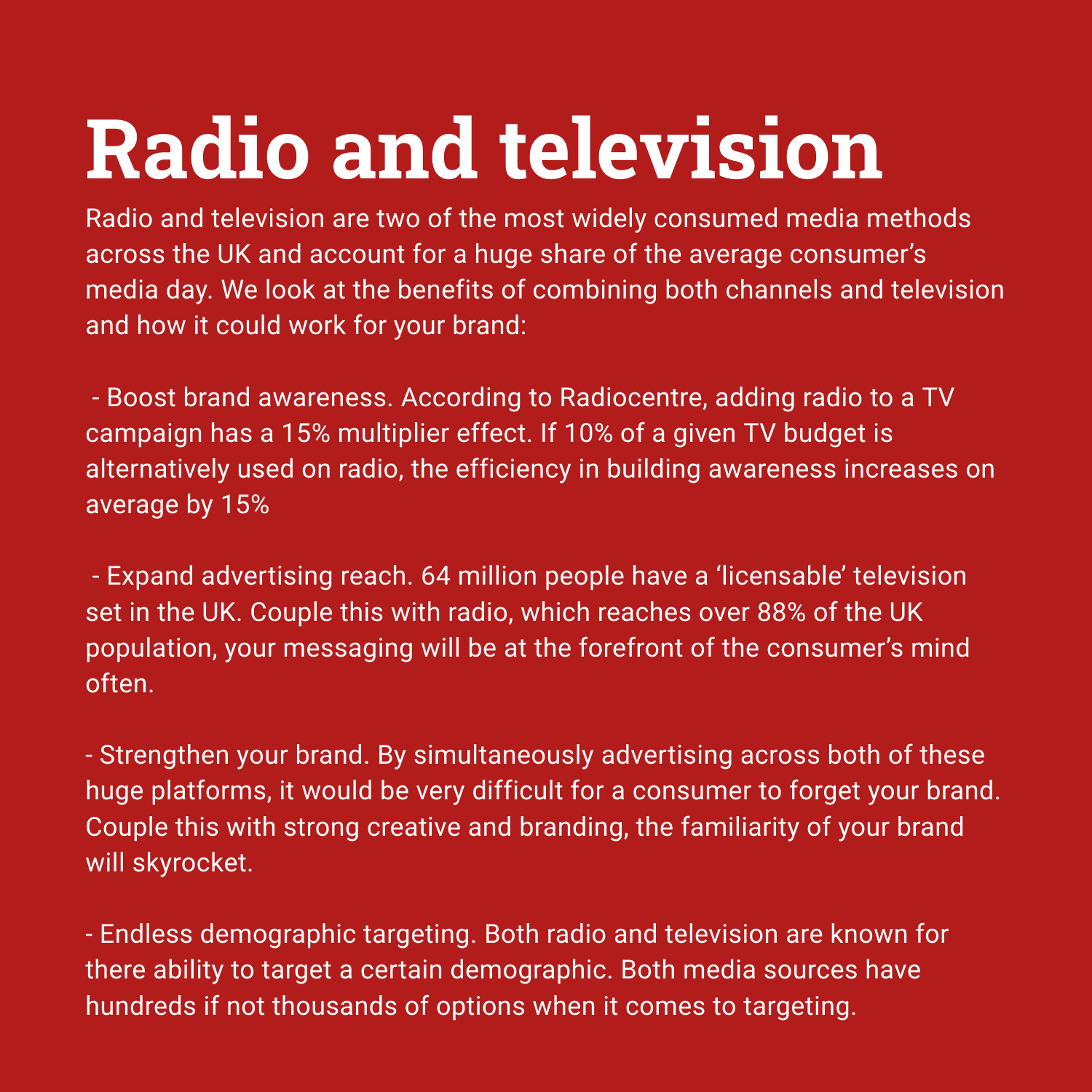# Radio and television

Radio and television are two of the most widely consumed media methods across the UK and account for a huge share of the average consumer's media day. We look at the benefits of combining both channels and television and how it could work for your brand:

- Boost brand awareness. According to Radiocentre, adding radio to a TV campaign has a 15% multiplier effect. If 10% of a given TV budget is alternatively used on radio, the efficiency in building awareness increases on average by 15%

- Expand advertising reach. 64 million people have a 'licensable' television set in the UK. Couple this with radio, which reaches over 88% of the UK population, your messaging will be at the forefront of the consumer's mind often.

- Strengthen your brand. By simultaneously advertising across both of these huge platforms, it would be very difficult for a consumer to forget your brand. Couple this with strong creative and branding, the familiarity of your brand will skyrocket.

- Endless demographic targeting. Both radio and television are known for there ability to target a certain demographic. Both media sources have hundreds if not thousands of options when it comes to targeting.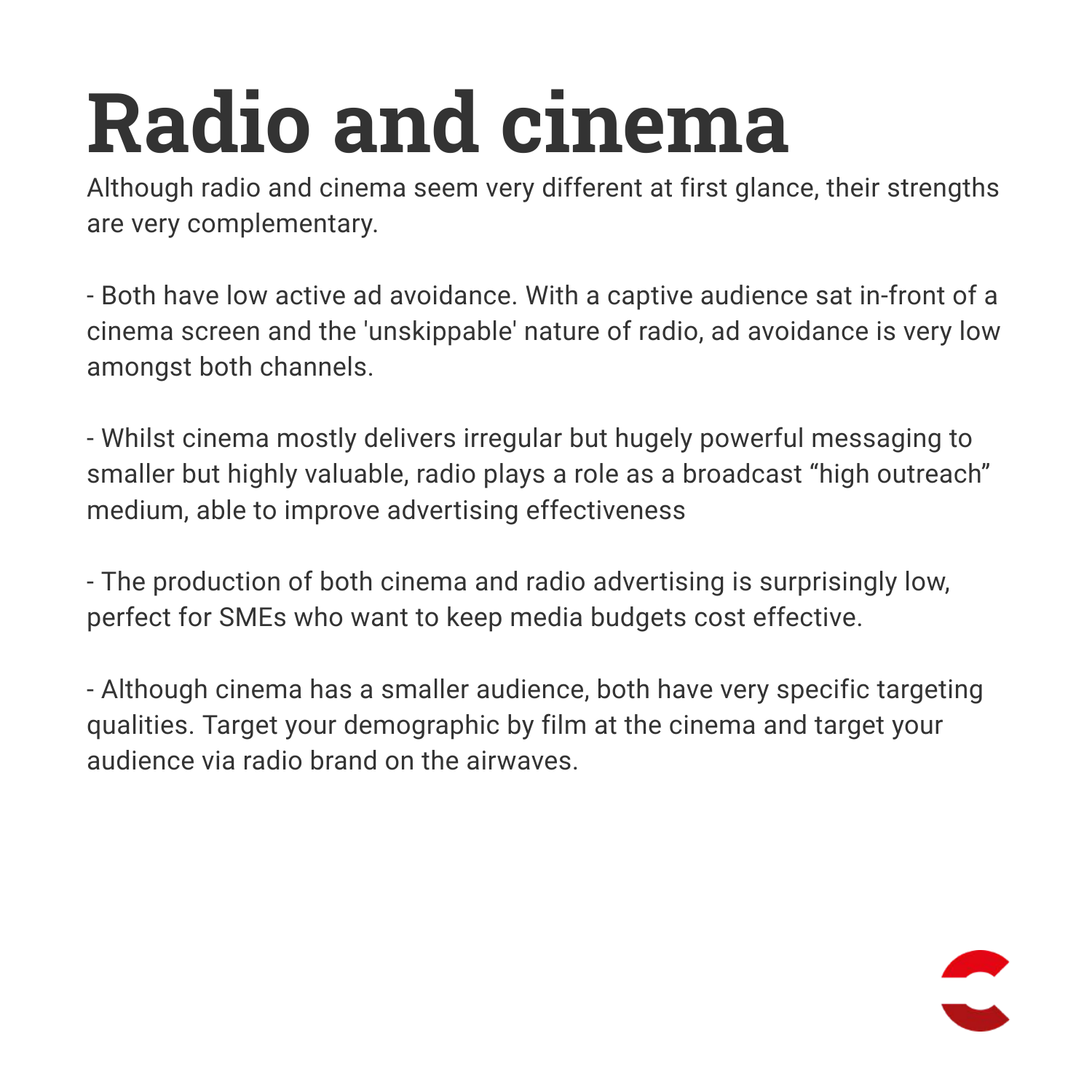# Radio and cinema

Although radio and cinema seem very different at first glance, their strengths are very complementary.

- Both have low active ad avoidance. With a captive audience sat in-front of a cinema screen and the 'unskippable' nature of radio, ad avoidance is very low amongst both channels.

- Whilst cinema mostly delivers irregular but hugely powerful messaging to smaller but highly valuable, radio plays a role as a broadcast "high outreach" medium, able to improve advertising effectiveness

- The production of both cinema and radio advertising is surprisingly low, perfect for SMEs who want to keep media budgets cost effective.

- Although cinema has a smaller audience, both have very specific targeting qualities. Target your demographic by film at the cinema and target your audience via radio brand on the airwaves.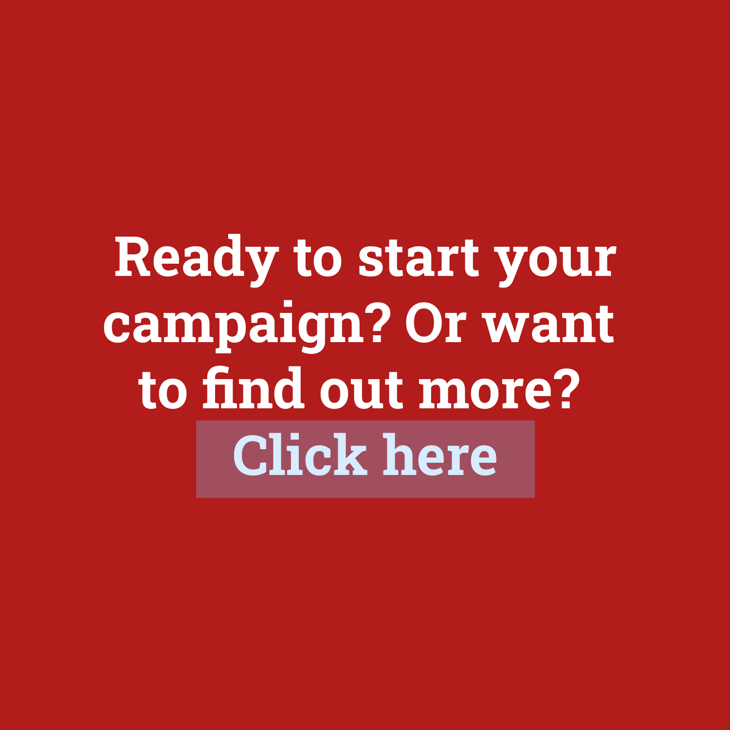**Ready to start your campaign? Or want to find out more?**

**Click here**